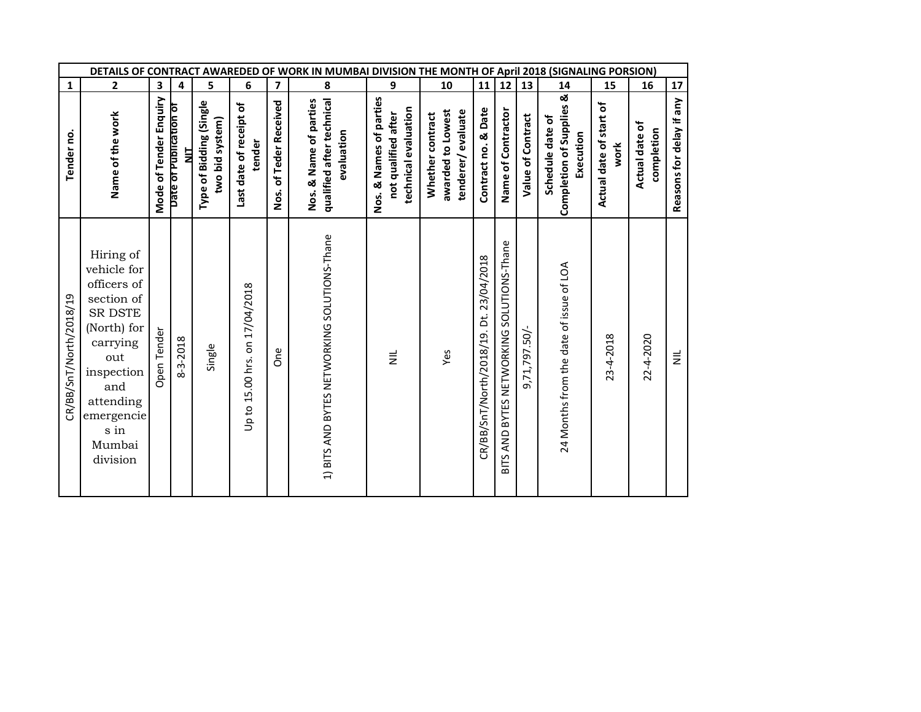| DETAILS OF CONTRACT AWAREDED OF WORK IN MUMBAI DIVISION THE MONTH OF April 2018 (SIGNALING PORSION) | | | | | | | | | | | | | | | | |
|---|---|---|---|---|---|---|---|---|---|---|---|---|---|---|---|---|
| 1 | 2 | 3 | 4 | 5 | 6 | 7 | 8 | 9 | 10 | 11 | 12 | 13 | 14 | 15 | 16 | 17 |
| Tender no. | Name of the work | Mode of Tender Enquiry | Date of Publication of NIT | Type of Bidding (Single two bid system) | Last date of receipt of tender | Nos. of Teder Received | Nos. & Name of parties qualified after technical evaluation | Nos. & Names of parties not qualified after technical evaluation | Whether contract awarded to Lowest tenderer/ evaluate | Contract no. & Date | Name of Contractor | Value of Contract | Schedule date of Completion of Supplies & Execution | Actual date of start of work | Actual date of completion | Reasons for delay if any |
| CR/BB/SnT/North/2018/19 | Hiring of vehicle for officers of section of SR DSTE (North) for carrying out inspection and attending emergencies in Mumbai division | Open Tender | 8-3-2018 | Single | Up to 15.00 hrs. on 17/04/2018 | One | 1) BITS AND BYTES NETWORKING SOLUTIONS-Thane | NIL | Yes | CR/BB/SnT/North/2018/19. Dt. 23/04/2018 | BITS AND BYTES NETWORKING SOLUTIONS-Thane | 9,71,797.50/- | 24 Months from the date of issue of LOA | 23-4-2018 | 22-4-2020 | NIL |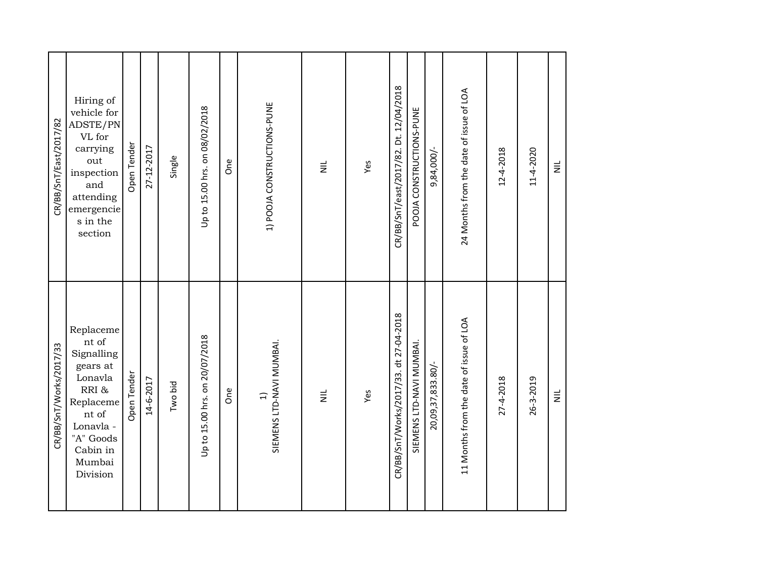| | | | | | | | | | | | | | | | | |
|---|---|---|---|---|---|---|---|---|---|---|---|---|---|---|---|---|
| CR/BB/SnT/East/2017/82 | Hiring of vehicle for ADSTE/PNVL for carrying out inspection and attending emergencies in the section | Open Tender | 27-12-2017 | Single | Up to 15.00 hrs. on 08/02/2018 | One | 1) POOJA CONSTRUCTIONS-PUNE | NIL | Yes | CR/BB/SnT/east/2017/82. Dt. 12/04/2018 | POOJA CONSTRUCTIONS-PUNE | 9,84,000/- | 24 Months from the date of issue of LOA | 12-4-2018 | 11-4-2020 | NIL |
| CR/BB/SnT/Works/2017/33 | Replacement of Signalling gears at Lonavla RRI & Replacement of Lonavla - "A" Goods Cabin in Mumbai Division | Open Tender | 14-6-2017 | Two bid | Up to 15.00 hrs. on 20/07/2018 | One | 1) SIEMENS LTD-NAVI MUMBAI. | NIL | Yes | CR/BB/SnT/Works/2017/33. dt 27-04-2018 | SIEMENS LTD-NAVI MUMBAI. | 20,09,37,833.80/- | 11 Months from the date of issue of LOA | 27-4-2018 | 26-3-2019 | NIL |